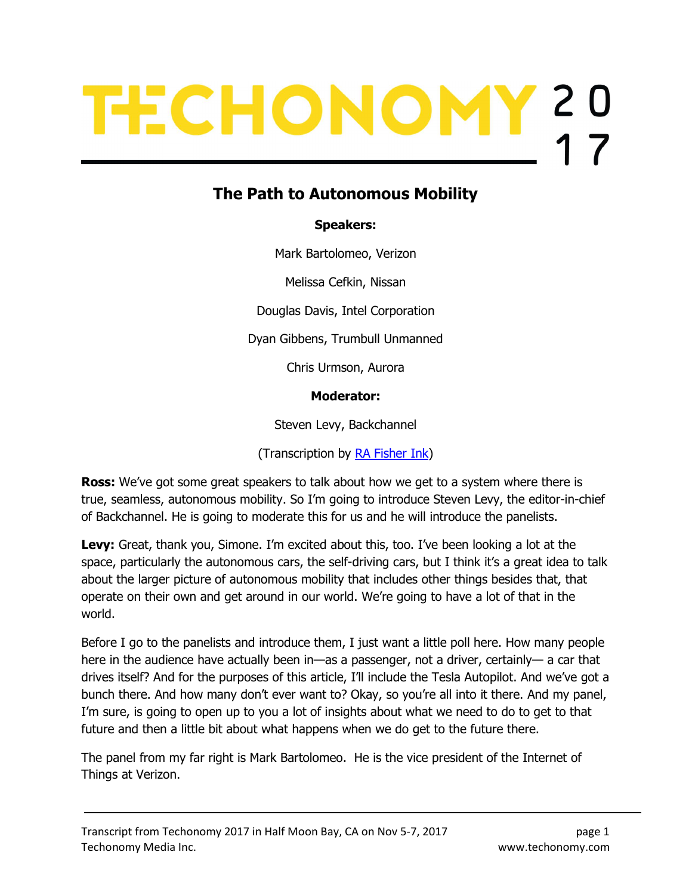# TECHONOMY 2017

## The Path to Autonomous Mobility

**Speakers:**

Mark Bartolomeo, Verizon

Melissa Cefkin, Nissan

Douglas Davis, Intel Corporation

Dyan Gibbens, Trumbull Unmanned

Chris Urmson, Aurora

**Moderator:**

Steven Levy, Backchannel

(Transcription by RA Fisher Ink)

**Ross:** We've got some great speakers to talk about how we get to a system where there is true, seamless, autonomous mobility. So I'm going to introduce Steven Levy, the editor-in-chief of Backchannel. He is going to moderate this for us and he will introduce the panelists.

**Levy:** Great, thank you, Simone. I'm excited about this, too. I've been looking a lot at the space, particularly the autonomous cars, the self-driving cars, but I think it's a great idea to talk about the larger picture of autonomous mobility that includes other things besides that, that operate on their own and get around in our world. We're going to have a lot of that in the world.

Before I go to the panelists and introduce them, I just want a little poll here. How many people here in the audience have actually been in—as a passenger, not a driver, certainly— a car that drives itself? And for the purposes of this article, I'll include the Tesla Autopilot. And we've got a bunch there. And how many don't ever want to? Okay, so you're all into it there. And my panel, I'm sure, is going to open up to you a lot of insights about what we need to do to get to that future and then a little bit about what happens when we do get to the future there.

The panel from my far right is Mark Bartolomeo. He is the vice president of the Internet of Things at Verizon.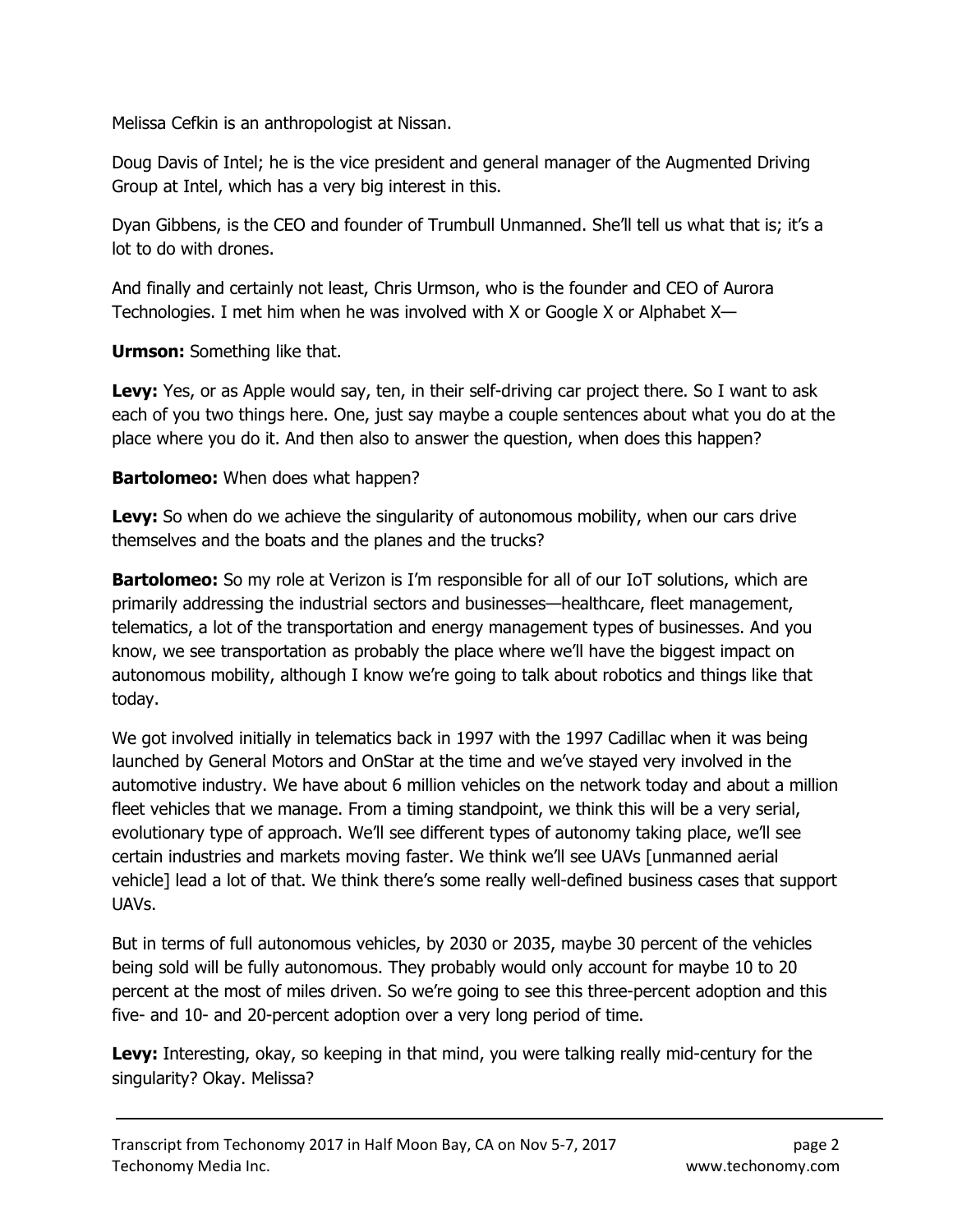Melissa Cefkin is an anthropologist at Nissan.

Doug Davis of Intel; he is the vice president and general manager of the Augmented Driving Group at Intel, which has a very big interest in this.

Dyan Gibbens, is the CEO and founder of Trumbull Unmanned. She'll tell us what that is; it's a lot to do with drones.

And finally and certainly not least, Chris Urmson, who is the founder and CEO of Aurora Technologies. I met him when he was involved with X or Google X or Alphabet X—

**Urmson:** Something like that.

**Levy:** Yes, or as Apple would say, ten, in their self-driving car project there. So I want to ask each of you two things here. One, just say maybe a couple sentences about what you do at the place where you do it. And then also to answer the question, when does this happen?

**Bartolomeo:** When does what happen?

**Levy:** So when do we achieve the singularity of autonomous mobility, when our cars drive themselves and the boats and the planes and the trucks?

**Bartolomeo:** So my role at Verizon is I'm responsible for all of our IoT solutions, which are primarily addressing the industrial sectors and businesses—healthcare, fleet management, telematics, a lot of the transportation and energy management types of businesses. And you know, we see transportation as probably the place where we'll have the biggest impact on autonomous mobility, although I know we're going to talk about robotics and things like that today.

We got involved initially in telematics back in 1997 with the 1997 Cadillac when it was being launched by General Motors and OnStar at the time and we've stayed very involved in the automotive industry. We have about 6 million vehicles on the network today and about a million fleet vehicles that we manage. From a timing standpoint, we think this will be a very serial, evolutionary type of approach. We'll see different types of autonomy taking place, we'll see certain industries and markets moving faster. We think we'll see UAVs [unmanned aerial vehicle] lead a lot of that. We think there's some really well-defined business cases that support UAVs.

But in terms of full autonomous vehicles, by 2030 or 2035, maybe 30 percent of the vehicles being sold will be fully autonomous. They probably would only account for maybe 10 to 20 percent at the most of miles driven. So we're going to see this three-percent adoption and this five- and 10- and 20-percent adoption over a very long period of time.

**Levy:** Interesting, okay, so keeping in that mind, you were talking really mid-century for the singularity? Okay. Melissa?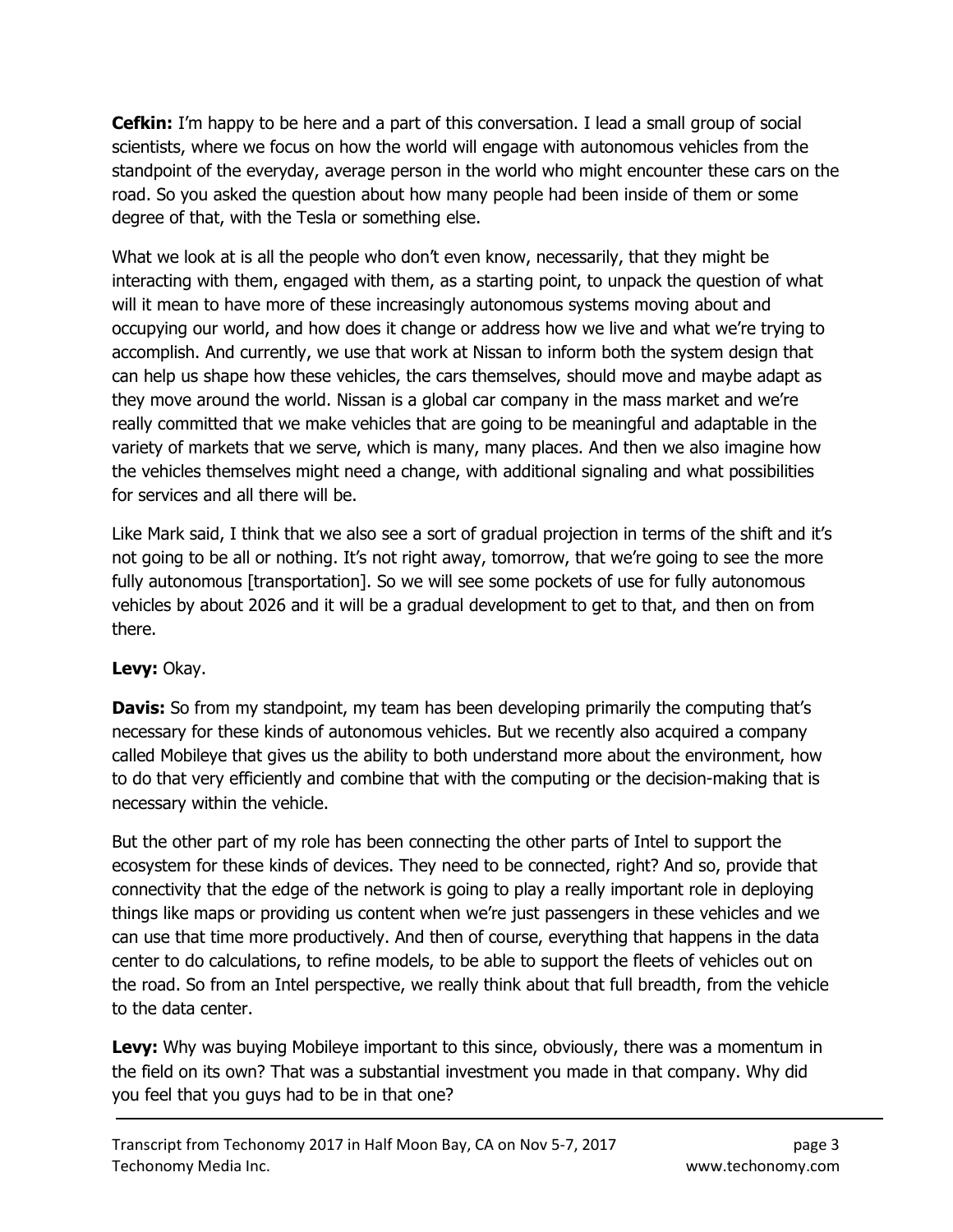**Cefkin:** I'm happy to be here and a part of this conversation. I lead a small group of social scientists, where we focus on how the world will engage with autonomous vehicles from the standpoint of the everyday, average person in the world who might encounter these cars on the road. So you asked the question about how many people had been inside of them or some degree of that, with the Tesla or something else.

What we look at is all the people who don't even know, necessarily, that they might be interacting with them, engaged with them, as a starting point, to unpack the question of what will it mean to have more of these increasingly autonomous systems moving about and occupying our world, and how does it change or address how we live and what we're trying to accomplish. And currently, we use that work at Nissan to inform both the system design that can help us shape how these vehicles, the cars themselves, should move and maybe adapt as they move around the world. Nissan is a global car company in the mass market and we're really committed that we make vehicles that are going to be meaningful and adaptable in the variety of markets that we serve, which is many, many places. And then we also imagine how the vehicles themselves might need a change, with additional signaling and what possibilities for services and all there will be.

Like Mark said, I think that we also see a sort of gradual projection in terms of the shift and it's not going to be all or nothing. It's not right away, tomorrow, that we're going to see the more fully autonomous [transportation]. So we will see some pockets of use for fully autonomous vehicles by about 2026 and it will be a gradual development to get to that, and then on from there.

**Levy:** Okay.

**Davis:** So from my standpoint, my team has been developing primarily the computing that's necessary for these kinds of autonomous vehicles. But we recently also acquired a company called Mobileye that gives us the ability to both understand more about the environment, how to do that very efficiently and combine that with the computing or the decision-making that is necessary within the vehicle.

But the other part of my role has been connecting the other parts of Intel to support the ecosystem for these kinds of devices. They need to be connected, right? And so, provide that connectivity that the edge of the network is going to play a really important role in deploying things like maps or providing us content when we're just passengers in these vehicles and we can use that time more productively. And then of course, everything that happens in the data center to do calculations, to refine models, to be able to support the fleets of vehicles out on the road. So from an Intel perspective, we really think about that full breadth, from the vehicle to the data center.

**Levy:** Why was buying Mobileye important to this since, obviously, there was a momentum in the field on its own? That was a substantial investment you made in that company. Why did you feel that you guys had to be in that one?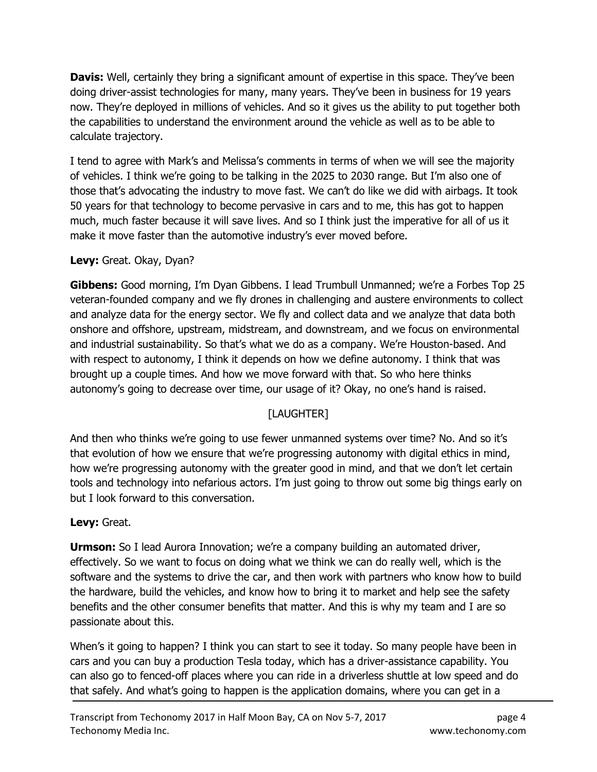**Davis:** Well, certainly they bring a significant amount of expertise in this space. They've been doing driver-assist technologies for many, many years. They've been in business for 19 years now. They're deployed in millions of vehicles. And so it gives us the ability to put together both the capabilities to understand the environment around the vehicle as well as to be able to calculate trajectory.

I tend to agree with Mark's and Melissa's comments in terms of when we will see the majority of vehicles. I think we're going to be talking in the 2025 to 2030 range. But I'm also one of those that's advocating the industry to move fast. We can't do like we did with airbags. It took 50 years for that technology to become pervasive in cars and to me, this has got to happen much, much faster because it will save lives. And so I think just the imperative for all of us it make it move faster than the automotive industry's ever moved before.

**Levy:** Great. Okay, Dyan?

**Gibbens:** Good morning, I'm Dyan Gibbens. I lead Trumbull Unmanned; we're a Forbes Top 25 veteran-founded company and we fly drones in challenging and austere environments to collect and analyze data for the energy sector. We fly and collect data and we analyze that data both onshore and offshore, upstream, midstream, and downstream, and we focus on environmental and industrial sustainability. So that's what we do as a company. We're Houston-based. And with respect to autonomy, I think it depends on how we define autonomy. I think that was brought up a couple times. And how we move forward with that. So who here thinks autonomy's going to decrease over time, our usage of it? Okay, no one's hand is raised.

[LAUGHTER]

And then who thinks we're going to use fewer unmanned systems over time? No. And so it's that evolution of how we ensure that we're progressing autonomy with digital ethics in mind, how we're progressing autonomy with the greater good in mind, and that we don't let certain tools and technology into nefarious actors. I'm just going to throw out some big things early on but I look forward to this conversation.

**Levy:** Great.

**Urmson:** So I lead Aurora Innovation; we're a company building an automated driver, effectively. So we want to focus on doing what we think we can do really well, which is the software and the systems to drive the car, and then work with partners who know how to build the hardware, build the vehicles, and know how to bring it to market and help see the safety benefits and the other consumer benefits that matter. And this is why my team and I are so passionate about this.

When's it going to happen? I think you can start to see it today. So many people have been in cars and you can buy a production Tesla today, which has a driver-assistance capability. You can also go to fenced-off places where you can ride in a driverless shuttle at low speed and do that safely. And what's going to happen is the application domains, where you can get in a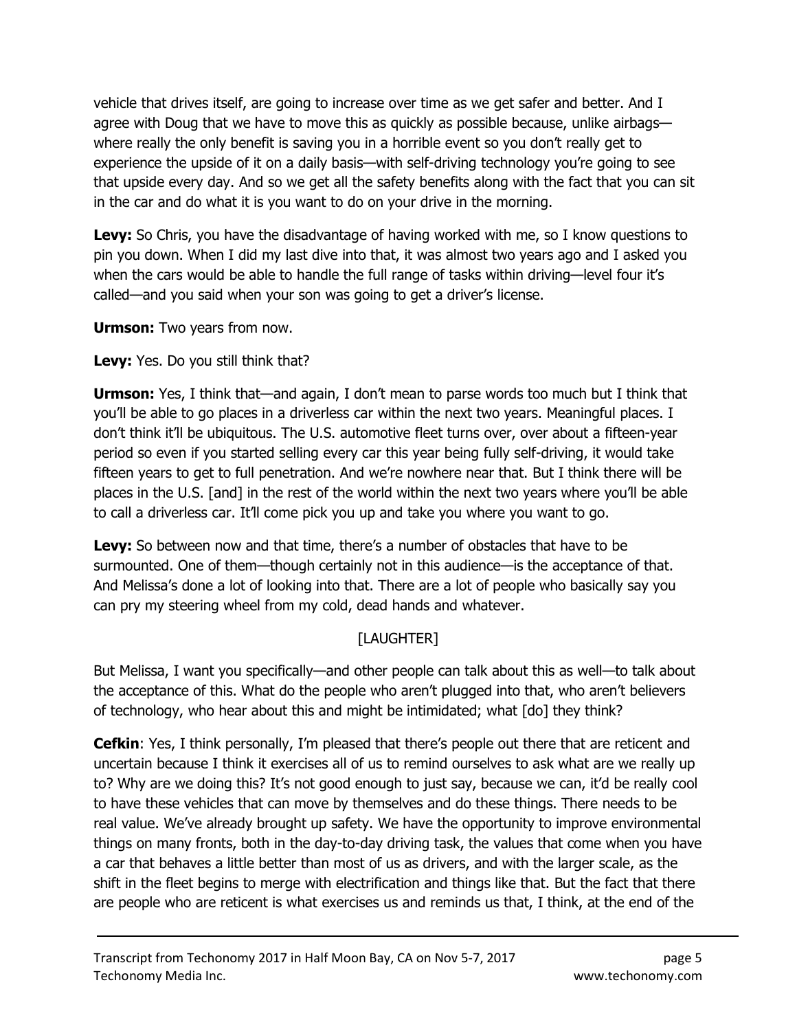vehicle that drives itself, are going to increase over time as we get safer and better. And I agree with Doug that we have to move this as quickly as possible because, unlike airbags—where really the only benefit is saving you in a horrible event so you don't really get to experience the upside of it on a daily basis—with self-driving technology you're going to see that upside every day. And so we get all the safety benefits along with the fact that you can sit in the car and do what it is you want to do on your drive in the morning.

**Levy:** So Chris, you have the disadvantage of having worked with me, so I know questions to pin you down. When I did my last dive into that, it was almost two years ago and I asked you when the cars would be able to handle the full range of tasks within driving—level four it's called—and you said when your son was going to get a driver's license.

**Urmson:** Two years from now.

**Levy:** Yes. Do you still think that?

**Urmson:** Yes, I think that—and again, I don't mean to parse words too much but I think that you'll be able to go places in a driverless car within the next two years. Meaningful places. I don't think it'll be ubiquitous. The U.S. automotive fleet turns over, over about a fifteen-year period so even if you started selling every car this year being fully self-driving, it would take fifteen years to get to full penetration. And we're nowhere near that. But I think there will be places in the U.S. [and] in the rest of the world within the next two years where you'll be able to call a driverless car. It'll come pick you up and take you where you want to go.

**Levy:** So between now and that time, there's a number of obstacles that have to be surmounted. One of them—though certainly not in this audience—is the acceptance of that. And Melissa's done a lot of looking into that. There are a lot of people who basically say you can pry my steering wheel from my cold, dead hands and whatever.

[LAUGHTER]

But Melissa, I want you specifically—and other people can talk about this as well—to talk about the acceptance of this. What do the people who aren't plugged into that, who aren't believers of technology, who hear about this and might be intimidated; what [do] they think?

**Cefkin**: Yes, I think personally, I'm pleased that there's people out there that are reticent and uncertain because I think it exercises all of us to remind ourselves to ask what are we really up to? Why are we doing this? It's not good enough to just say, because we can, it'd be really cool to have these vehicles that can move by themselves and do these things. There needs to be real value. We've already brought up safety. We have the opportunity to improve environmental things on many fronts, both in the day-to-day driving task, the values that come when you have a car that behaves a little better than most of us as drivers, and with the larger scale, as the shift in the fleet begins to merge with electrification and things like that. But the fact that there are people who are reticent is what exercises us and reminds us that, I think, at the end of the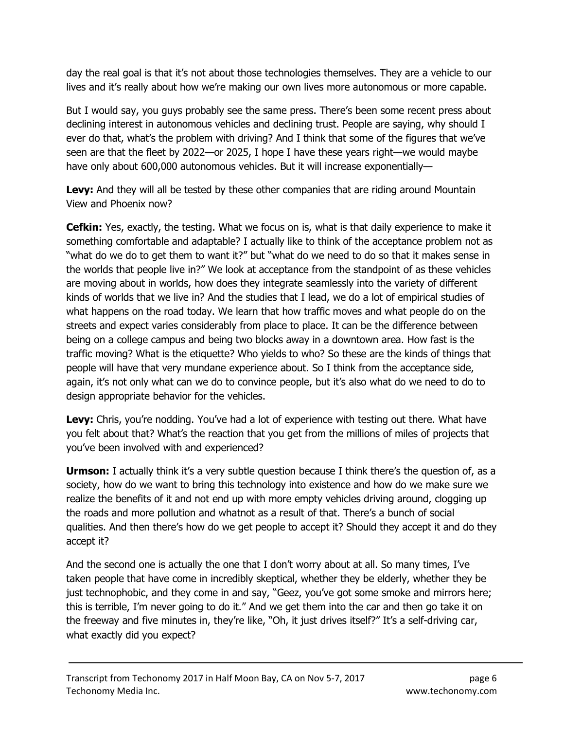day the real goal is that it's not about those technologies themselves. They are a vehicle to our lives and it's really about how we're making our own lives more autonomous or more capable.

But I would say, you guys probably see the same press. There's been some recent press about declining interest in autonomous vehicles and declining trust. People are saying, why should I ever do that, what's the problem with driving? And I think that some of the figures that we've seen are that the fleet by 2022—or 2025, I hope I have these years right—we would maybe have only about 600,000 autonomous vehicles. But it will increase exponentially—

**Levy:** And they will all be tested by these other companies that are riding around Mountain View and Phoenix now?

**Cefkin:** Yes, exactly, the testing. What we focus on is, what is that daily experience to make it something comfortable and adaptable? I actually like to think of the acceptance problem not as "what do we do to get them to want it?" but "what do we need to do so that it makes sense in the worlds that people live in?" We look at acceptance from the standpoint of as these vehicles are moving about in worlds, how does they integrate seamlessly into the variety of different kinds of worlds that we live in? And the studies that I lead, we do a lot of empirical studies of what happens on the road today. We learn that how traffic moves and what people do on the streets and expect varies considerably from place to place. It can be the difference between being on a college campus and being two blocks away in a downtown area. How fast is the traffic moving? What is the etiquette? Who yields to who? So these are the kinds of things that people will have that very mundane experience about. So I think from the acceptance side, again, it's not only what can we do to convince people, but it's also what do we need to do to design appropriate behavior for the vehicles.

**Levy:** Chris, you're nodding. You've had a lot of experience with testing out there. What have you felt about that? What's the reaction that you get from the millions of miles of projects that you've been involved with and experienced?

**Urmson:** I actually think it's a very subtle question because I think there's the question of, as a society, how do we want to bring this technology into existence and how do we make sure we realize the benefits of it and not end up with more empty vehicles driving around, clogging up the roads and more pollution and whatnot as a result of that. There's a bunch of social qualities. And then there's how do we get people to accept it? Should they accept it and do they accept it?

And the second one is actually the one that I don't worry about at all. So many times, I've taken people that have come in incredibly skeptical, whether they be elderly, whether they be just technophobic, and they come in and say, "Geez, you've got some smoke and mirrors here; this is terrible, I'm never going to do it." And we get them into the car and then go take it on the freeway and five minutes in, they're like, "Oh, it just drives itself?" It's a self-driving car, what exactly did you expect?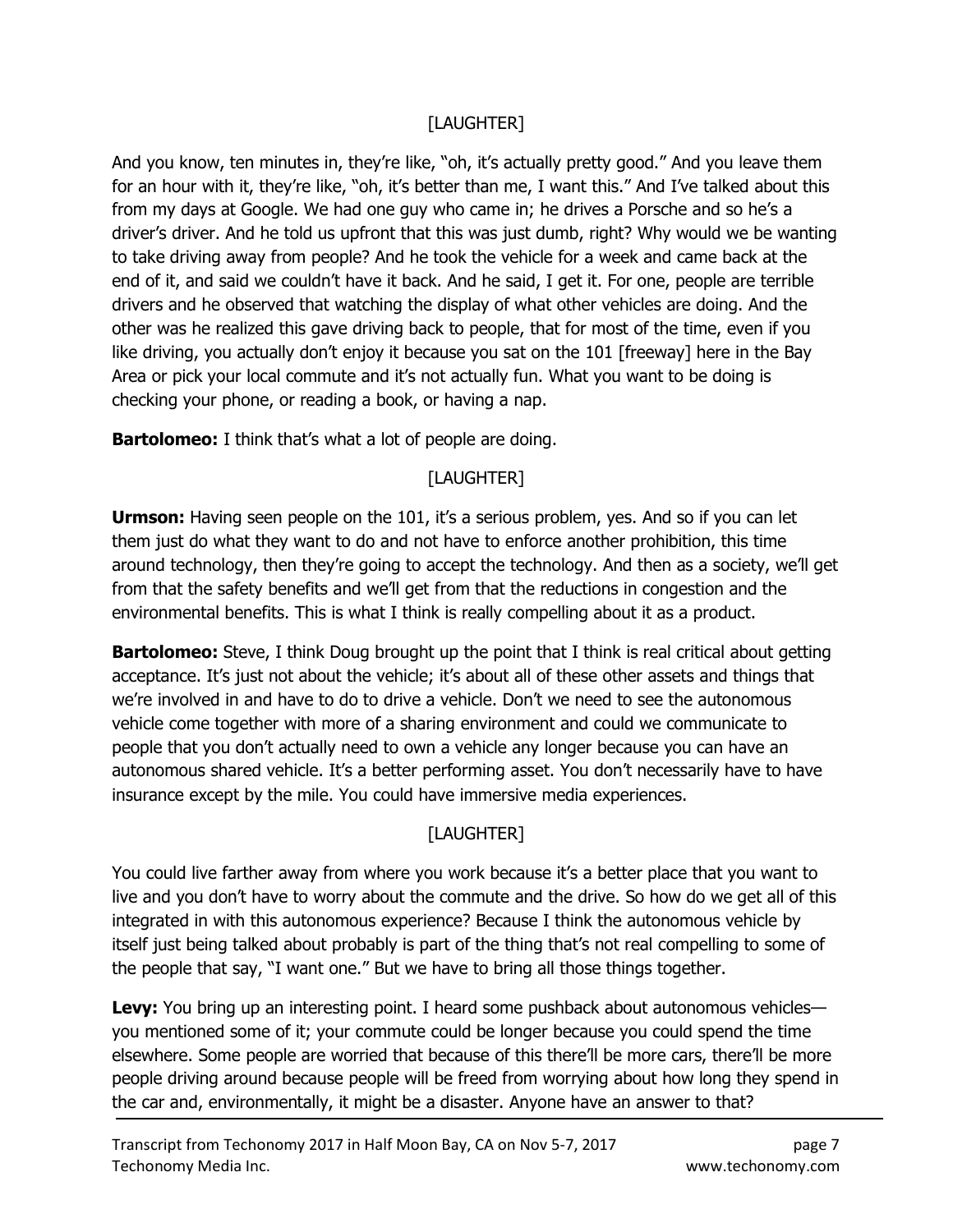[LAUGHTER]

And you know, ten minutes in, they're like, "oh, it's actually pretty good." And you leave them for an hour with it, they're like, "oh, it's better than me, I want this." And I've talked about this from my days at Google. We had one guy who came in; he drives a Porsche and so he's a driver's driver. And he told us upfront that this was just dumb, right? Why would we be wanting to take driving away from people? And he took the vehicle for a week and came back at the end of it, and said we couldn't have it back. And he said, I get it. For one, people are terrible drivers and he observed that watching the display of what other vehicles are doing. And the other was he realized this gave driving back to people, that for most of the time, even if you like driving, you actually don't enjoy it because you sat on the 101 [freeway] here in the Bay Area or pick your local commute and it's not actually fun. What you want to be doing is checking your phone, or reading a book, or having a nap.

**Bartolomeo:** I think that's what a lot of people are doing.

[LAUGHTER]

**Urmson:** Having seen people on the 101, it's a serious problem, yes. And so if you can let them just do what they want to do and not have to enforce another prohibition, this time around technology, then they're going to accept the technology. And then as a society, we'll get from that the safety benefits and we'll get from that the reductions in congestion and the environmental benefits. This is what I think is really compelling about it as a product.

**Bartolomeo:** Steve, I think Doug brought up the point that I think is real critical about getting acceptance. It's just not about the vehicle; it's about all of these other assets and things that we're involved in and have to do to drive a vehicle. Don't we need to see the autonomous vehicle come together with more of a sharing environment and could we communicate to people that you don't actually need to own a vehicle any longer because you can have an autonomous shared vehicle. It's a better performing asset. You don't necessarily have to have insurance except by the mile. You could have immersive media experiences.

[LAUGHTER]

You could live farther away from where you work because it's a better place that you want to live and you don't have to worry about the commute and the drive. So how do we get all of this integrated in with this autonomous experience? Because I think the autonomous vehicle by itself just being talked about probably is part of the thing that's not real compelling to some of the people that say, "I want one." But we have to bring all those things together.

**Levy:** You bring up an interesting point. I heard some pushback about autonomous vehicles—you mentioned some of it; your commute could be longer because you could spend the time elsewhere. Some people are worried that because of this there'll be more cars, there'll be more people driving around because people will be freed from worrying about how long they spend in the car and, environmentally, it might be a disaster. Anyone have an answer to that?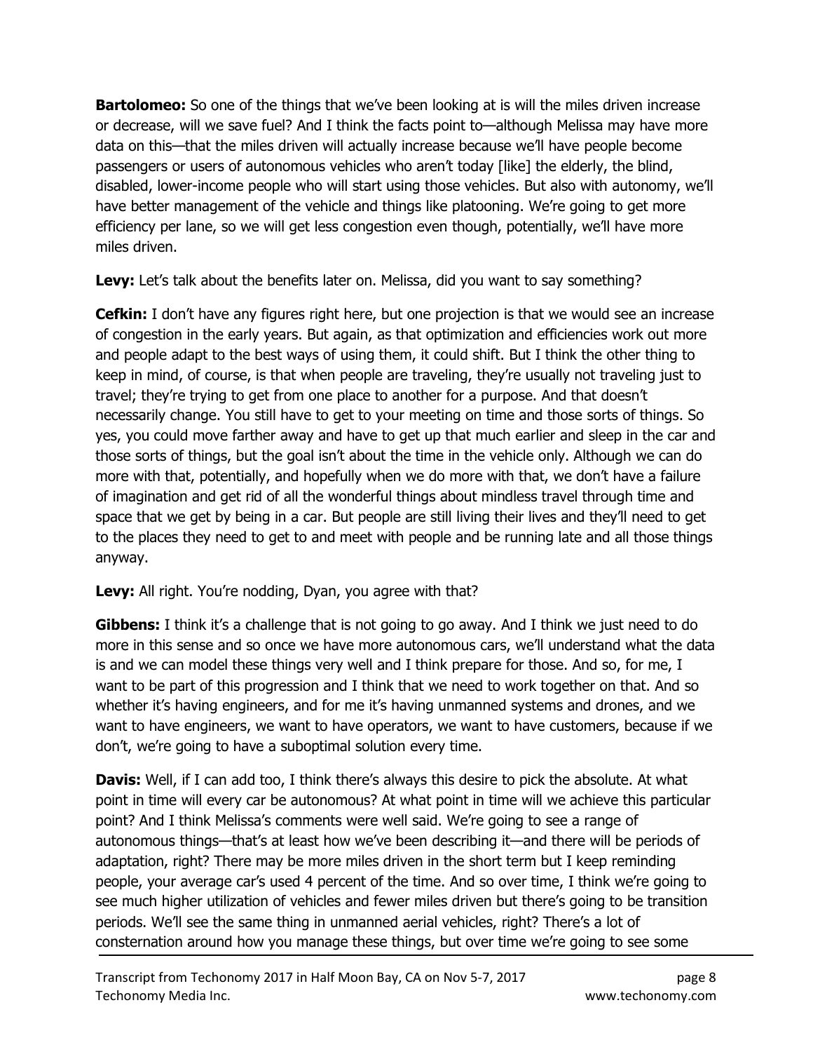**Bartolomeo:** So one of the things that we've been looking at is will the miles driven increase or decrease, will we save fuel? And I think the facts point to—although Melissa may have more data on this—that the miles driven will actually increase because we'll have people become passengers or users of autonomous vehicles who aren't today [like] the elderly, the blind, disabled, lower-income people who will start using those vehicles. But also with autonomy, we'll have better management of the vehicle and things like platooning. We're going to get more efficiency per lane, so we will get less congestion even though, potentially, we'll have more miles driven.

**Levy:** Let's talk about the benefits later on. Melissa, did you want to say something?

**Cefkin:** I don't have any figures right here, but one projection is that we would see an increase of congestion in the early years. But again, as that optimization and efficiencies work out more and people adapt to the best ways of using them, it could shift. But I think the other thing to keep in mind, of course, is that when people are traveling, they're usually not traveling just to travel; they're trying to get from one place to another for a purpose. And that doesn't necessarily change. You still have to get to your meeting on time and those sorts of things. So yes, you could move farther away and have to get up that much earlier and sleep in the car and those sorts of things, but the goal isn't about the time in the vehicle only. Although we can do more with that, potentially, and hopefully when we do more with that, we don't have a failure of imagination and get rid of all the wonderful things about mindless travel through time and space that we get by being in a car. But people are still living their lives and they'll need to get to the places they need to get to and meet with people and be running late and all those things anyway.

**Levy:** All right. You're nodding, Dyan, you agree with that?

**Gibbens:** I think it's a challenge that is not going to go away. And I think we just need to do more in this sense and so once we have more autonomous cars, we'll understand what the data is and we can model these things very well and I think prepare for those. And so, for me, I want to be part of this progression and I think that we need to work together on that. And so whether it's having engineers, and for me it's having unmanned systems and drones, and we want to have engineers, we want to have operators, we want to have customers, because if we don't, we're going to have a suboptimal solution every time.

**Davis:** Well, if I can add too, I think there's always this desire to pick the absolute. At what point in time will every car be autonomous? At what point in time will we achieve this particular point? And I think Melissa's comments were well said. We're going to see a range of autonomous things—that's at least how we've been describing it—and there will be periods of adaptation, right? There may be more miles driven in the short term but I keep reminding people, your average car's used 4 percent of the time. And so over time, I think we're going to see much higher utilization of vehicles and fewer miles driven but there's going to be transition periods. We'll see the same thing in unmanned aerial vehicles, right? There's a lot of consternation around how you manage these things, but over time we're going to see some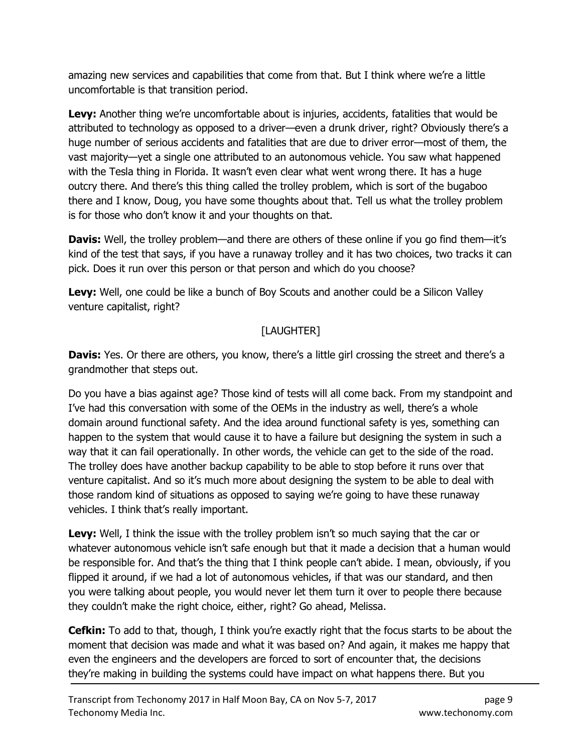amazing new services and capabilities that come from that. But I think where we're a little uncomfortable is that transition period.

**Levy:** Another thing we're uncomfortable about is injuries, accidents, fatalities that would be attributed to technology as opposed to a driver—even a drunk driver, right? Obviously there's a huge number of serious accidents and fatalities that are due to driver error—most of them, the vast majority—yet a single one attributed to an autonomous vehicle. You saw what happened with the Tesla thing in Florida. It wasn't even clear what went wrong there. It has a huge outcry there. And there's this thing called the trolley problem, which is sort of the bugaboo there and I know, Doug, you have some thoughts about that. Tell us what the trolley problem is for those who don't know it and your thoughts on that.

**Davis:** Well, the trolley problem—and there are others of these online if you go find them—it's kind of the test that says, if you have a runaway trolley and it has two choices, two tracks it can pick. Does it run over this person or that person and which do you choose?

**Levy:** Well, one could be like a bunch of Boy Scouts and another could be a Silicon Valley venture capitalist, right?

[LAUGHTER]

**Davis:** Yes. Or there are others, you know, there's a little girl crossing the street and there's a grandmother that steps out.

Do you have a bias against age? Those kind of tests will all come back. From my standpoint and I've had this conversation with some of the OEMs in the industry as well, there's a whole domain around functional safety. And the idea around functional safety is yes, something can happen to the system that would cause it to have a failure but designing the system in such a way that it can fail operationally. In other words, the vehicle can get to the side of the road. The trolley does have another backup capability to be able to stop before it runs over that venture capitalist. And so it's much more about designing the system to be able to deal with those random kind of situations as opposed to saying we're going to have these runaway vehicles. I think that's really important.

**Levy:** Well, I think the issue with the trolley problem isn't so much saying that the car or whatever autonomous vehicle isn't safe enough but that it made a decision that a human would be responsible for. And that's the thing that I think people can't abide. I mean, obviously, if you flipped it around, if we had a lot of autonomous vehicles, if that was our standard, and then you were talking about people, you would never let them turn it over to people there because they couldn't make the right choice, either, right? Go ahead, Melissa.

**Cefkin:** To add to that, though, I think you're exactly right that the focus starts to be about the moment that decision was made and what it was based on? And again, it makes me happy that even the engineers and the developers are forced to sort of encounter that, the decisions they're making in building the systems could have impact on what happens there. But you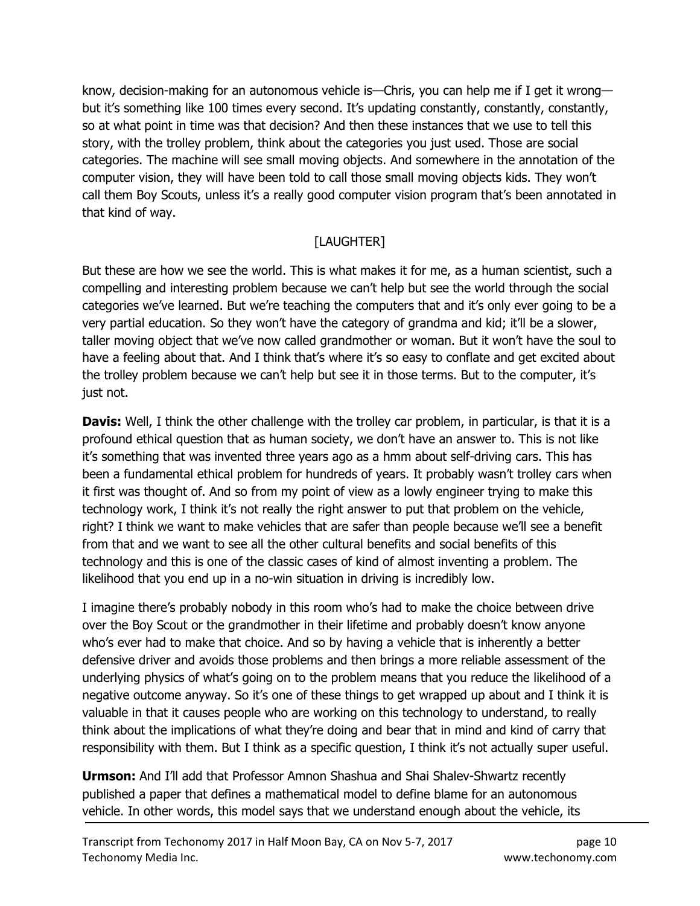know, decision-making for an autonomous vehicle is—Chris, you can help me if I get it wrong—but it's something like 100 times every second. It's updating constantly, constantly, constantly, so at what point in time was that decision? And then these instances that we use to tell this story, with the trolley problem, think about the categories you just used. Those are social categories. The machine will see small moving objects. And somewhere in the annotation of the computer vision, they will have been told to call those small moving objects kids. They won't call them Boy Scouts, unless it's a really good computer vision program that's been annotated in that kind of way.

[LAUGHTER]

But these are how we see the world. This is what makes it for me, as a human scientist, such a compelling and interesting problem because we can't help but see the world through the social categories we've learned. But we're teaching the computers that and it's only ever going to be a very partial education. So they won't have the category of grandma and kid; it'll be a slower, taller moving object that we've now called grandmother or woman. But it won't have the soul to have a feeling about that. And I think that's where it's so easy to conflate and get excited about the trolley problem because we can't help but see it in those terms. But to the computer, it's just not.

**Davis:** Well, I think the other challenge with the trolley car problem, in particular, is that it is a profound ethical question that as human society, we don't have an answer to. This is not like it's something that was invented three years ago as a hmm about self-driving cars. This has been a fundamental ethical problem for hundreds of years. It probably wasn't trolley cars when it first was thought of. And so from my point of view as a lowly engineer trying to make this technology work, I think it's not really the right answer to put that problem on the vehicle, right? I think we want to make vehicles that are safer than people because we'll see a benefit from that and we want to see all the other cultural benefits and social benefits of this technology and this is one of the classic cases of kind of almost inventing a problem. The likelihood that you end up in a no-win situation in driving is incredibly low.

I imagine there's probably nobody in this room who's had to make the choice between drive over the Boy Scout or the grandmother in their lifetime and probably doesn't know anyone who's ever had to make that choice. And so by having a vehicle that is inherently a better defensive driver and avoids those problems and then brings a more reliable assessment of the underlying physics of what's going on to the problem means that you reduce the likelihood of a negative outcome anyway. So it's one of these things to get wrapped up about and I think it is valuable in that it causes people who are working on this technology to understand, to really think about the implications of what they're doing and bear that in mind and kind of carry that responsibility with them. But I think as a specific question, I think it's not actually super useful.

**Urmson:** And I'll add that Professor Amnon Shashua and Shai Shalev-Shwartz recently published a paper that defines a mathematical model to define blame for an autonomous vehicle. In other words, this model says that we understand enough about the vehicle, its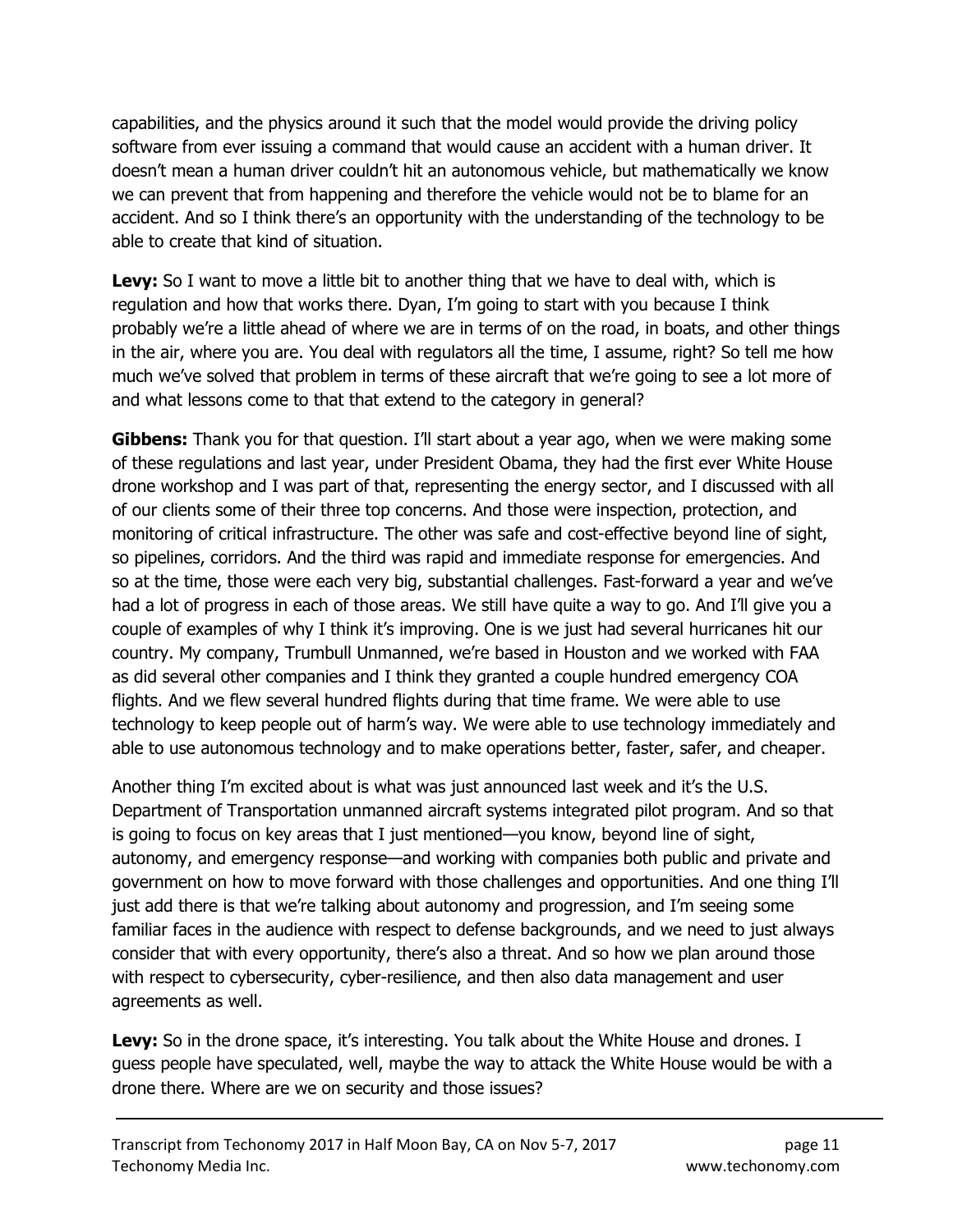capabilities, and the physics around it such that the model would provide the driving policy software from ever issuing a command that would cause an accident with a human driver. It doesn't mean a human driver couldn't hit an autonomous vehicle, but mathematically we know we can prevent that from happening and therefore the vehicle would not be to blame for an accident. And so I think there's an opportunity with the understanding of the technology to be able to create that kind of situation.

**Levy:** So I want to move a little bit to another thing that we have to deal with, which is regulation and how that works there. Dyan, I'm going to start with you because I think probably we're a little ahead of where we are in terms of on the road, in boats, and other things in the air, where you are. You deal with regulators all the time, I assume, right? So tell me how much we've solved that problem in terms of these aircraft that we're going to see a lot more of and what lessons come to that that extend to the category in general?

**Gibbens:** Thank you for that question. I'll start about a year ago, when we were making some of these regulations and last year, under President Obama, they had the first ever White House drone workshop and I was part of that, representing the energy sector, and I discussed with all of our clients some of their three top concerns. And those were inspection, protection, and monitoring of critical infrastructure. The other was safe and cost-effective beyond line of sight, so pipelines, corridors. And the third was rapid and immediate response for emergencies. And so at the time, those were each very big, substantial challenges. Fast-forward a year and we've had a lot of progress in each of those areas. We still have quite a way to go. And I'll give you a couple of examples of why I think it's improving. One is we just had several hurricanes hit our country. My company, Trumbull Unmanned, we're based in Houston and we worked with FAA as did several other companies and I think they granted a couple hundred emergency COA flights. And we flew several hundred flights during that time frame. We were able to use technology to keep people out of harm's way. We were able to use technology immediately and able to use autonomous technology and to make operations better, faster, safer, and cheaper.

Another thing I'm excited about is what was just announced last week and it's the U.S. Department of Transportation unmanned aircraft systems integrated pilot program. And so that is going to focus on key areas that I just mentioned—you know, beyond line of sight, autonomy, and emergency response—and working with companies both public and private and government on how to move forward with those challenges and opportunities. And one thing I'll just add there is that we're talking about autonomy and progression, and I'm seeing some familiar faces in the audience with respect to defense backgrounds, and we need to just always consider that with every opportunity, there's also a threat. And so how we plan around those with respect to cybersecurity, cyber-resilience, and then also data management and user agreements as well.

**Levy:** So in the drone space, it's interesting. You talk about the White House and drones. I guess people have speculated, well, maybe the way to attack the White House would be with a drone there. Where are we on security and those issues?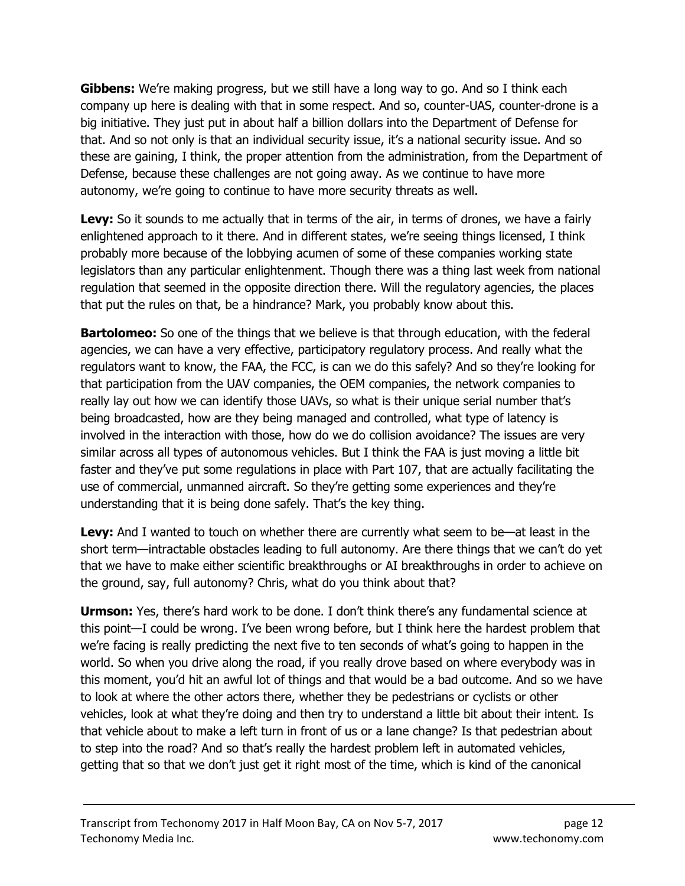**Gibbens:** We're making progress, but we still have a long way to go. And so I think each company up here is dealing with that in some respect. And so, counter-UAS, counter-drone is a big initiative. They just put in about half a billion dollars into the Department of Defense for that. And so not only is that an individual security issue, it's a national security issue. And so these are gaining, I think, the proper attention from the administration, from the Department of Defense, because these challenges are not going away. As we continue to have more autonomy, we're going to continue to have more security threats as well.

**Levy:** So it sounds to me actually that in terms of the air, in terms of drones, we have a fairly enlightened approach to it there. And in different states, we're seeing things licensed, I think probably more because of the lobbying acumen of some of these companies working state legislators than any particular enlightenment. Though there was a thing last week from national regulation that seemed in the opposite direction there. Will the regulatory agencies, the places that put the rules on that, be a hindrance? Mark, you probably know about this.

**Bartolomeo:** So one of the things that we believe is that through education, with the federal agencies, we can have a very effective, participatory regulatory process. And really what the regulators want to know, the FAA, the FCC, is can we do this safely? And so they're looking for that participation from the UAV companies, the OEM companies, the network companies to really lay out how we can identify those UAVs, so what is their unique serial number that's being broadcasted, how are they being managed and controlled, what type of latency is involved in the interaction with those, how do we do collision avoidance? The issues are very similar across all types of autonomous vehicles. But I think the FAA is just moving a little bit faster and they've put some regulations in place with Part 107, that are actually facilitating the use of commercial, unmanned aircraft. So they're getting some experiences and they're understanding that it is being done safely. That's the key thing.

**Levy:** And I wanted to touch on whether there are currently what seem to be—at least in the short term—intractable obstacles leading to full autonomy. Are there things that we can't do yet that we have to make either scientific breakthroughs or AI breakthroughs in order to achieve on the ground, say, full autonomy? Chris, what do you think about that?

**Urmson:** Yes, there's hard work to be done. I don't think there's any fundamental science at this point—I could be wrong. I've been wrong before, but I think here the hardest problem that we're facing is really predicting the next five to ten seconds of what's going to happen in the world. So when you drive along the road, if you really drove based on where everybody was in this moment, you'd hit an awful lot of things and that would be a bad outcome. And so we have to look at where the other actors there, whether they be pedestrians or cyclists or other vehicles, look at what they're doing and then try to understand a little bit about their intent. Is that vehicle about to make a left turn in front of us or a lane change? Is that pedestrian about to step into the road? And so that's really the hardest problem left in automated vehicles, getting that so that we don't just get it right most of the time, which is kind of the canonical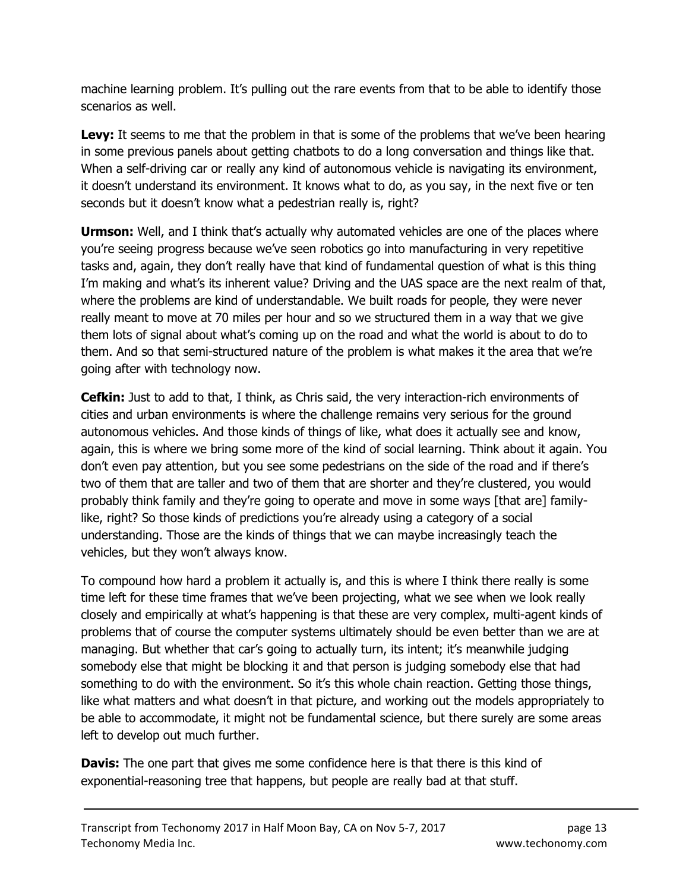machine learning problem. It's pulling out the rare events from that to be able to identify those scenarios as well.

**Levy:** It seems to me that the problem in that is some of the problems that we've been hearing in some previous panels about getting chatbots to do a long conversation and things like that. When a self-driving car or really any kind of autonomous vehicle is navigating its environment, it doesn't understand its environment. It knows what to do, as you say, in the next five or ten seconds but it doesn't know what a pedestrian really is, right?

**Urmson:** Well, and I think that's actually why automated vehicles are one of the places where you're seeing progress because we've seen robotics go into manufacturing in very repetitive tasks and, again, they don't really have that kind of fundamental question of what is this thing I'm making and what's its inherent value? Driving and the UAS space are the next realm of that, where the problems are kind of understandable. We built roads for people, they were never really meant to move at 70 miles per hour and so we structured them in a way that we give them lots of signal about what's coming up on the road and what the world is about to do to them. And so that semi-structured nature of the problem is what makes it the area that we're going after with technology now.

**Cefkin:** Just to add to that, I think, as Chris said, the very interaction-rich environments of cities and urban environments is where the challenge remains very serious for the ground autonomous vehicles. And those kinds of things of like, what does it actually see and know, again, this is where we bring some more of the kind of social learning. Think about it again. You don't even pay attention, but you see some pedestrians on the side of the road and if there's two of them that are taller and two of them that are shorter and they're clustered, you would probably think family and they're going to operate and move in some ways [that are] family-like, right? So those kinds of predictions you're already using a category of a social understanding. Those are the kinds of things that we can maybe increasingly teach the vehicles, but they won't always know.

To compound how hard a problem it actually is, and this is where I think there really is some time left for these time frames that we've been projecting, what we see when we look really closely and empirically at what's happening is that these are very complex, multi-agent kinds of problems that of course the computer systems ultimately should be even better than we are at managing. But whether that car's going to actually turn, its intent; it's meanwhile judging somebody else that might be blocking it and that person is judging somebody else that had something to do with the environment. So it's this whole chain reaction. Getting those things, like what matters and what doesn't in that picture, and working out the models appropriately to be able to accommodate, it might not be fundamental science, but there surely are some areas left to develop out much further.

**Davis:** The one part that gives me some confidence here is that there is this kind of exponential-reasoning tree that happens, but people are really bad at that stuff.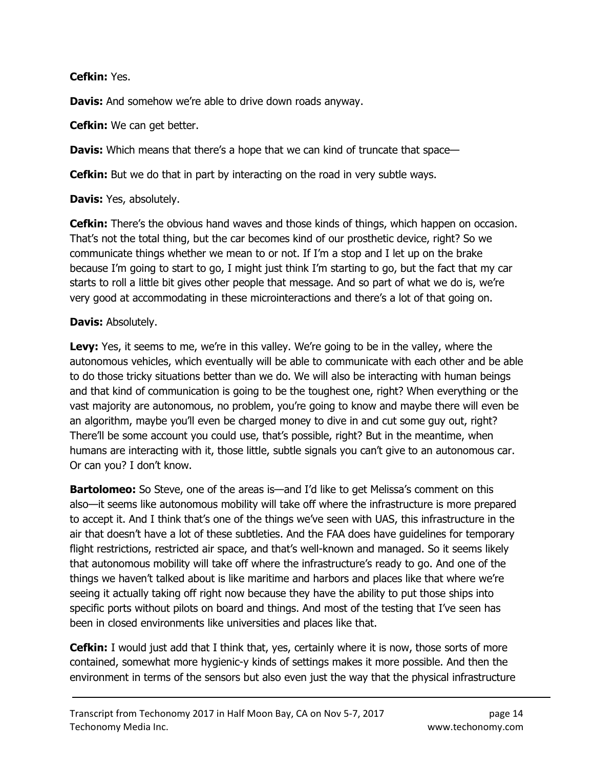**Cefkin:** Yes.

**Davis:** And somehow we're able to drive down roads anyway.

**Cefkin:** We can get better.

**Davis:** Which means that there's a hope that we can kind of truncate that space—

**Cefkin:** But we do that in part by interacting on the road in very subtle ways.

**Davis:** Yes, absolutely.

**Cefkin:** There's the obvious hand waves and those kinds of things, which happen on occasion. That's not the total thing, but the car becomes kind of our prosthetic device, right? So we communicate things whether we mean to or not. If I'm a stop and I let up on the brake because I'm going to start to go, I might just think I'm starting to go, but the fact that my car starts to roll a little bit gives other people that message. And so part of what we do is, we're very good at accommodating in these microinteractions and there's a lot of that going on.

**Davis:** Absolutely.

**Levy:** Yes, it seems to me, we're in this valley. We're going to be in the valley, where the autonomous vehicles, which eventually will be able to communicate with each other and be able to do those tricky situations better than we do. We will also be interacting with human beings and that kind of communication is going to be the toughest one, right? When everything or the vast majority are autonomous, no problem, you're going to know and maybe there will even be an algorithm, maybe you'll even be charged money to dive in and cut some guy out, right? There'll be some account you could use, that's possible, right? But in the meantime, when humans are interacting with it, those little, subtle signals you can't give to an autonomous car. Or can you? I don't know.

**Bartolomeo:** So Steve, one of the areas is—and I'd like to get Melissa's comment on this also—it seems like autonomous mobility will take off where the infrastructure is more prepared to accept it. And I think that's one of the things we've seen with UAS, this infrastructure in the air that doesn't have a lot of these subtleties. And the FAA does have guidelines for temporary flight restrictions, restricted air space, and that's well-known and managed. So it seems likely that autonomous mobility will take off where the infrastructure's ready to go. And one of the things we haven't talked about is like maritime and harbors and places like that where we're seeing it actually taking off right now because they have the ability to put those ships into specific ports without pilots on board and things. And most of the testing that I've seen has been in closed environments like universities and places like that.

**Cefkin:** I would just add that I think that, yes, certainly where it is now, those sorts of more contained, somewhat more hygienic-y kinds of settings makes it more possible. And then the environment in terms of the sensors but also even just the way that the physical infrastructure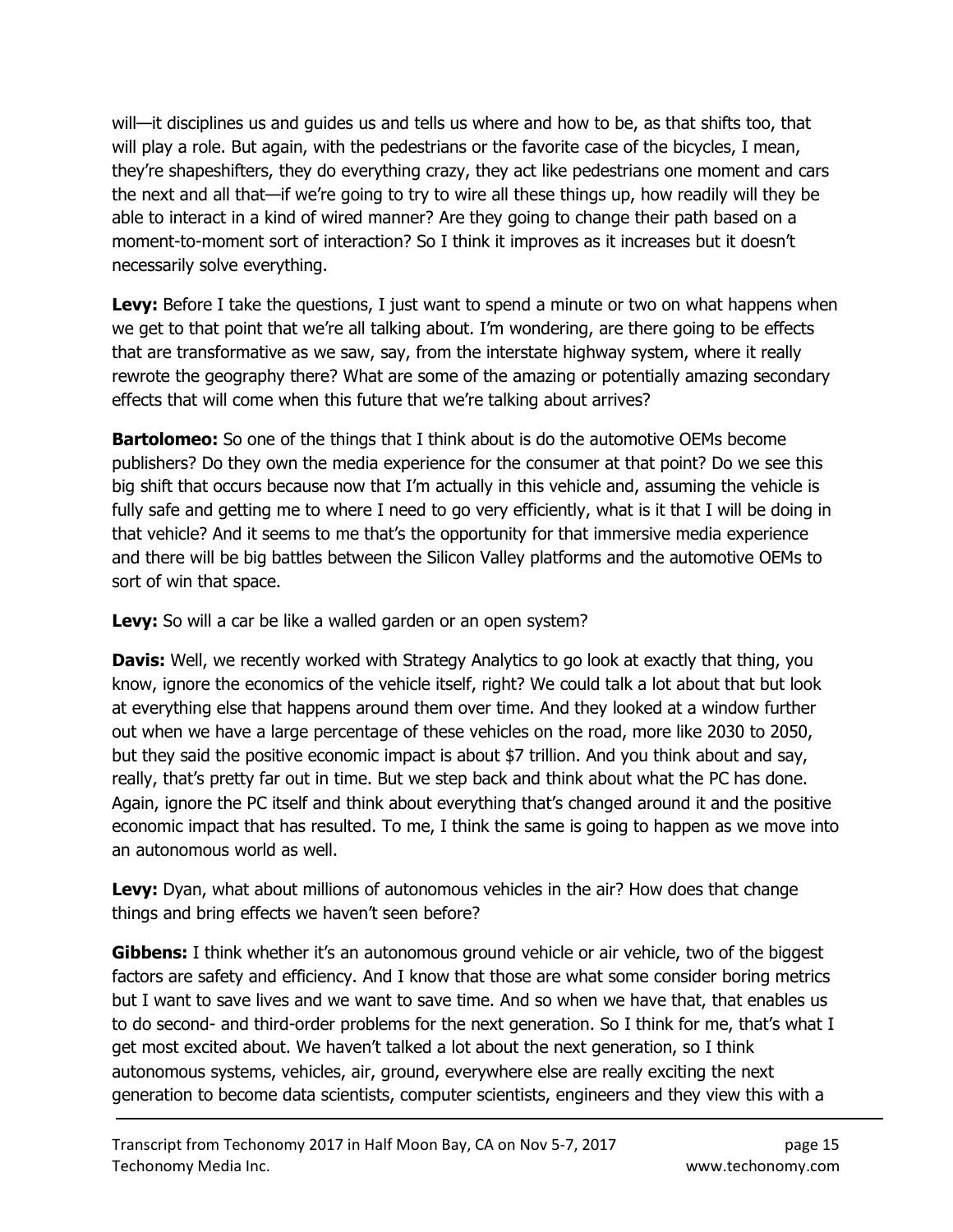will—it disciplines us and guides us and tells us where and how to be, as that shifts too, that will play a role. But again, with the pedestrians or the favorite case of the bicycles, I mean, they're shapeshifters, they do everything crazy, they act like pedestrians one moment and cars the next and all that—if we're going to try to wire all these things up, how readily will they be able to interact in a kind of wired manner? Are they going to change their path based on a moment-to-moment sort of interaction? So I think it improves as it increases but it doesn't necessarily solve everything.

**Levy:** Before I take the questions, I just want to spend a minute or two on what happens when we get to that point that we're all talking about. I'm wondering, are there going to be effects that are transformative as we saw, say, from the interstate highway system, where it really rewrote the geography there? What are some of the amazing or potentially amazing secondary effects that will come when this future that we're talking about arrives?

**Bartolomeo:** So one of the things that I think about is do the automotive OEMs become publishers? Do they own the media experience for the consumer at that point? Do we see this big shift that occurs because now that I'm actually in this vehicle and, assuming the vehicle is fully safe and getting me to where I need to go very efficiently, what is it that I will be doing in that vehicle? And it seems to me that's the opportunity for that immersive media experience and there will be big battles between the Silicon Valley platforms and the automotive OEMs to sort of win that space.

**Levy:** So will a car be like a walled garden or an open system?

**Davis:** Well, we recently worked with Strategy Analytics to go look at exactly that thing, you know, ignore the economics of the vehicle itself, right? We could talk a lot about that but look at everything else that happens around them over time. And they looked at a window further out when we have a large percentage of these vehicles on the road, more like 2030 to 2050, but they said the positive economic impact is about $7 trillion. And you think about and say, really, that's pretty far out in time. But we step back and think about what the PC has done. Again, ignore the PC itself and think about everything that's changed around it and the positive economic impact that has resulted. To me, I think the same is going to happen as we move into an autonomous world as well.

**Levy:** Dyan, what about millions of autonomous vehicles in the air? How does that change things and bring effects we haven't seen before?

**Gibbens:** I think whether it's an autonomous ground vehicle or air vehicle, two of the biggest factors are safety and efficiency. And I know that those are what some consider boring metrics but I want to save lives and we want to save time. And so when we have that, that enables us to do second- and third-order problems for the next generation. So I think for me, that's what I get most excited about. We haven't talked a lot about the next generation, so I think autonomous systems, vehicles, air, ground, everywhere else are really exciting the next generation to become data scientists, computer scientists, engineers and they view this with a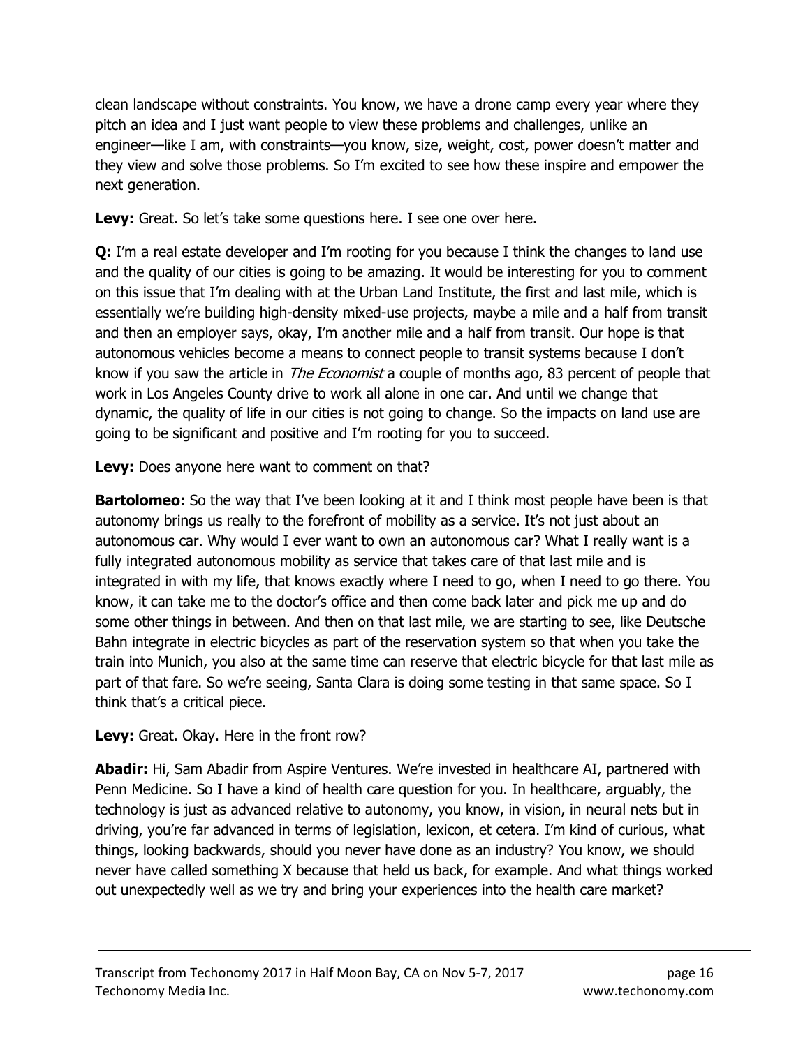clean landscape without constraints. You know, we have a drone camp every year where they pitch an idea and I just want people to view these problems and challenges, unlike an engineer—like I am, with constraints—you know, size, weight, cost, power doesn't matter and they view and solve those problems. So I'm excited to see how these inspire and empower the next generation.

**Levy:** Great. So let's take some questions here. I see one over here.

**Q:** I'm a real estate developer and I'm rooting for you because I think the changes to land use and the quality of our cities is going to be amazing. It would be interesting for you to comment on this issue that I'm dealing with at the Urban Land Institute, the first and last mile, which is essentially we're building high-density mixed-use projects, maybe a mile and a half from transit and then an employer says, okay, I'm another mile and a half from transit. Our hope is that autonomous vehicles become a means to connect people to transit systems because I don't know if you saw the article in *The Economist* a couple of months ago, 83 percent of people that work in Los Angeles County drive to work all alone in one car. And until we change that dynamic, the quality of life in our cities is not going to change. So the impacts on land use are going to be significant and positive and I'm rooting for you to succeed.

**Levy:** Does anyone here want to comment on that?

**Bartolomeo:** So the way that I've been looking at it and I think most people have been is that autonomy brings us really to the forefront of mobility as a service. It's not just about an autonomous car. Why would I ever want to own an autonomous car? What I really want is a fully integrated autonomous mobility as service that takes care of that last mile and is integrated in with my life, that knows exactly where I need to go, when I need to go there. You know, it can take me to the doctor's office and then come back later and pick me up and do some other things in between. And then on that last mile, we are starting to see, like Deutsche Bahn integrate in electric bicycles as part of the reservation system so that when you take the train into Munich, you also at the same time can reserve that electric bicycle for that last mile as part of that fare. So we're seeing, Santa Clara is doing some testing in that same space. So I think that's a critical piece.

**Levy:** Great. Okay. Here in the front row?

**Abadir:** Hi, Sam Abadir from Aspire Ventures. We're invested in healthcare AI, partnered with Penn Medicine. So I have a kind of health care question for you. In healthcare, arguably, the technology is just as advanced relative to autonomy, you know, in vision, in neural nets but in driving, you're far advanced in terms of legislation, lexicon, et cetera. I'm kind of curious, what things, looking backwards, should you never have done as an industry? You know, we should never have called something X because that held us back, for example. And what things worked out unexpectedly well as we try and bring your experiences into the health care market?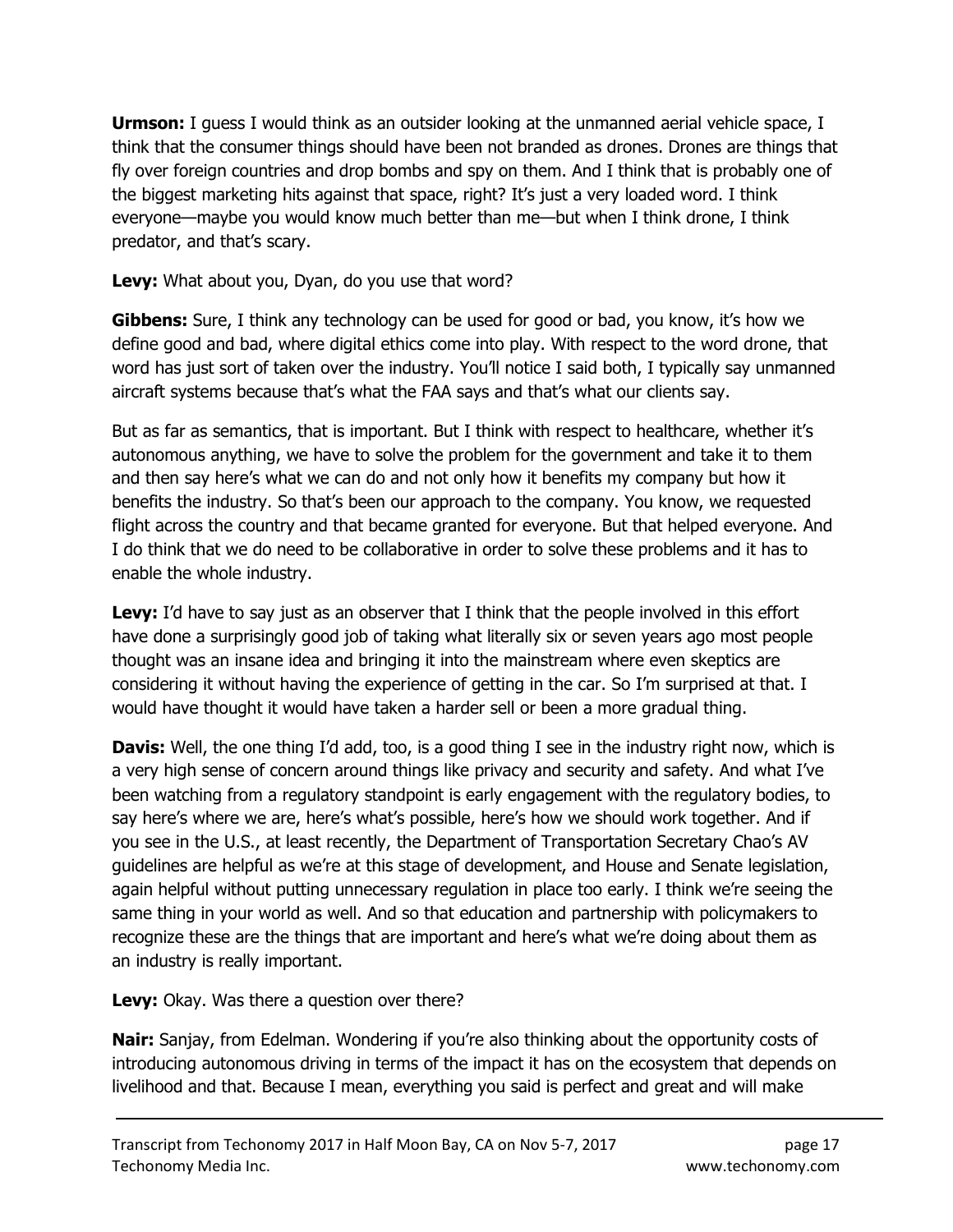**Urmson:** I guess I would think as an outsider looking at the unmanned aerial vehicle space, I think that the consumer things should have been not branded as drones. Drones are things that fly over foreign countries and drop bombs and spy on them. And I think that is probably one of the biggest marketing hits against that space, right? It's just a very loaded word. I think everyone—maybe you would know much better than me—but when I think drone, I think predator, and that's scary.

**Levy:** What about you, Dyan, do you use that word?

**Gibbens:** Sure, I think any technology can be used for good or bad, you know, it's how we define good and bad, where digital ethics come into play. With respect to the word drone, that word has just sort of taken over the industry. You'll notice I said both, I typically say unmanned aircraft systems because that's what the FAA says and that's what our clients say.

But as far as semantics, that is important. But I think with respect to healthcare, whether it's autonomous anything, we have to solve the problem for the government and take it to them and then say here's what we can do and not only how it benefits my company but how it benefits the industry. So that's been our approach to the company. You know, we requested flight across the country and that became granted for everyone. But that helped everyone. And I do think that we do need to be collaborative in order to solve these problems and it has to enable the whole industry.

**Levy:** I'd have to say just as an observer that I think that the people involved in this effort have done a surprisingly good job of taking what literally six or seven years ago most people thought was an insane idea and bringing it into the mainstream where even skeptics are considering it without having the experience of getting in the car. So I'm surprised at that. I would have thought it would have taken a harder sell or been a more gradual thing.

**Davis:** Well, the one thing I'd add, too, is a good thing I see in the industry right now, which is a very high sense of concern around things like privacy and security and safety. And what I've been watching from a regulatory standpoint is early engagement with the regulatory bodies, to say here's where we are, here's what's possible, here's how we should work together. And if you see in the U.S., at least recently, the Department of Transportation Secretary Chao's AV guidelines are helpful as we're at this stage of development, and House and Senate legislation, again helpful without putting unnecessary regulation in place too early. I think we're seeing the same thing in your world as well. And so that education and partnership with policymakers to recognize these are the things that are important and here's what we're doing about them as an industry is really important.

**Levy:** Okay. Was there a question over there?

**Nair:** Sanjay, from Edelman. Wondering if you're also thinking about the opportunity costs of introducing autonomous driving in terms of the impact it has on the ecosystem that depends on livelihood and that. Because I mean, everything you said is perfect and great and will make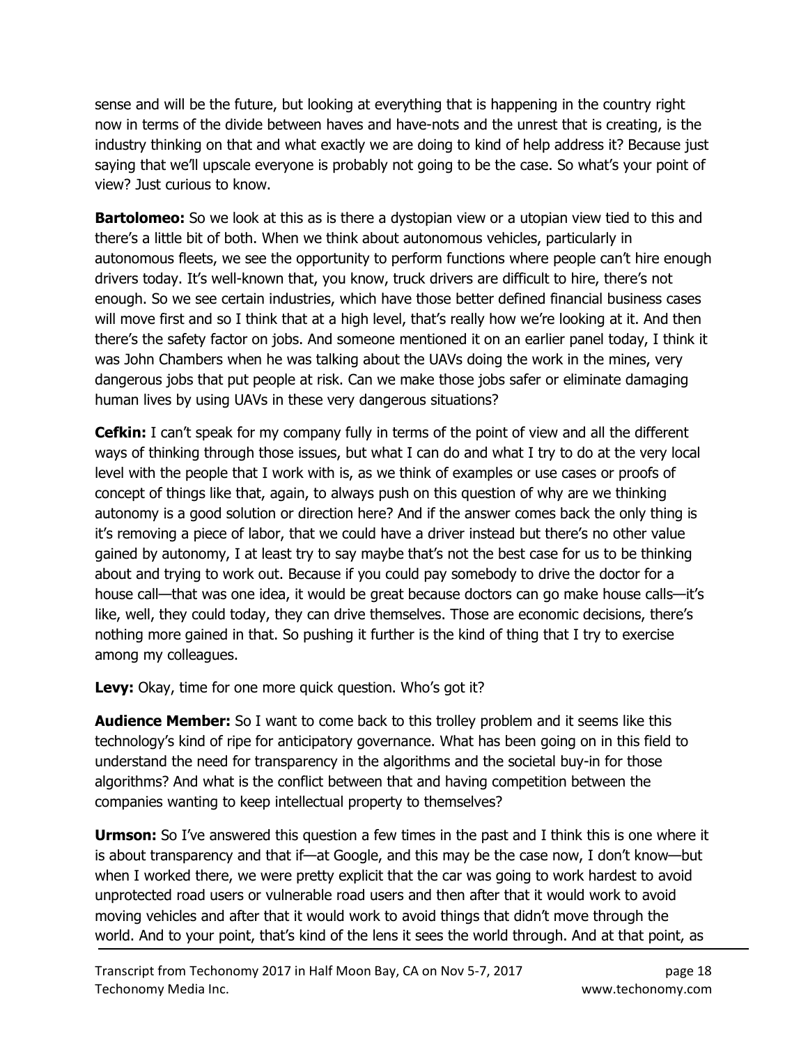sense and will be the future, but looking at everything that is happening in the country right now in terms of the divide between haves and have-nots and the unrest that is creating, is the industry thinking on that and what exactly we are doing to kind of help address it? Because just saying that we'll upscale everyone is probably not going to be the case. So what's your point of view? Just curious to know.

**Bartolomeo:** So we look at this as is there a dystopian view or a utopian view tied to this and there's a little bit of both. When we think about autonomous vehicles, particularly in autonomous fleets, we see the opportunity to perform functions where people can't hire enough drivers today. It's well-known that, you know, truck drivers are difficult to hire, there's not enough. So we see certain industries, which have those better defined financial business cases will move first and so I think that at a high level, that's really how we're looking at it. And then there's the safety factor on jobs. And someone mentioned it on an earlier panel today, I think it was John Chambers when he was talking about the UAVs doing the work in the mines, very dangerous jobs that put people at risk. Can we make those jobs safer or eliminate damaging human lives by using UAVs in these very dangerous situations?

**Cefkin:** I can't speak for my company fully in terms of the point of view and all the different ways of thinking through those issues, but what I can do and what I try to do at the very local level with the people that I work with is, as we think of examples or use cases or proofs of concept of things like that, again, to always push on this question of why are we thinking autonomy is a good solution or direction here? And if the answer comes back the only thing is it's removing a piece of labor, that we could have a driver instead but there's no other value gained by autonomy, I at least try to say maybe that's not the best case for us to be thinking about and trying to work out. Because if you could pay somebody to drive the doctor for a house call—that was one idea, it would be great because doctors can go make house calls—it's like, well, they could today, they can drive themselves. Those are economic decisions, there's nothing more gained in that. So pushing it further is the kind of thing that I try to exercise among my colleagues.

**Levy:** Okay, time for one more quick question. Who's got it?

**Audience Member:** So I want to come back to this trolley problem and it seems like this technology's kind of ripe for anticipatory governance. What has been going on in this field to understand the need for transparency in the algorithms and the societal buy-in for those algorithms? And what is the conflict between that and having competition between the companies wanting to keep intellectual property to themselves?

**Urmson:** So I've answered this question a few times in the past and I think this is one where it is about transparency and that if—at Google, and this may be the case now, I don't know—but when I worked there, we were pretty explicit that the car was going to work hardest to avoid unprotected road users or vulnerable road users and then after that it would work to avoid moving vehicles and after that it would work to avoid things that didn't move through the world. And to your point, that's kind of the lens it sees the world through. And at that point, as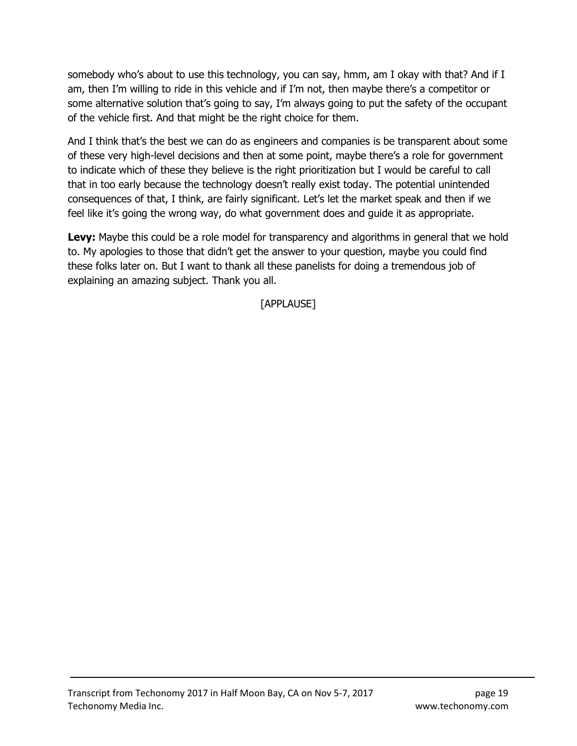somebody who's about to use this technology, you can say, hmm, am I okay with that? And if I am, then I'm willing to ride in this vehicle and if I'm not, then maybe there's a competitor or some alternative solution that's going to say, I'm always going to put the safety of the occupant of the vehicle first. And that might be the right choice for them.

And I think that's the best we can do as engineers and companies is be transparent about some of these very high-level decisions and then at some point, maybe there's a role for government to indicate which of these they believe is the right prioritization but I would be careful to call that in too early because the technology doesn't really exist today. The potential unintended consequences of that, I think, are fairly significant. Let's let the market speak and then if we feel like it's going the wrong way, do what government does and guide it as appropriate.

**Levy:** Maybe this could be a role model for transparency and algorithms in general that we hold to. My apologies to those that didn't get the answer to your question, maybe you could find these folks later on. But I want to thank all these panelists for doing a tremendous job of explaining an amazing subject. Thank you all.

[APPLAUSE]